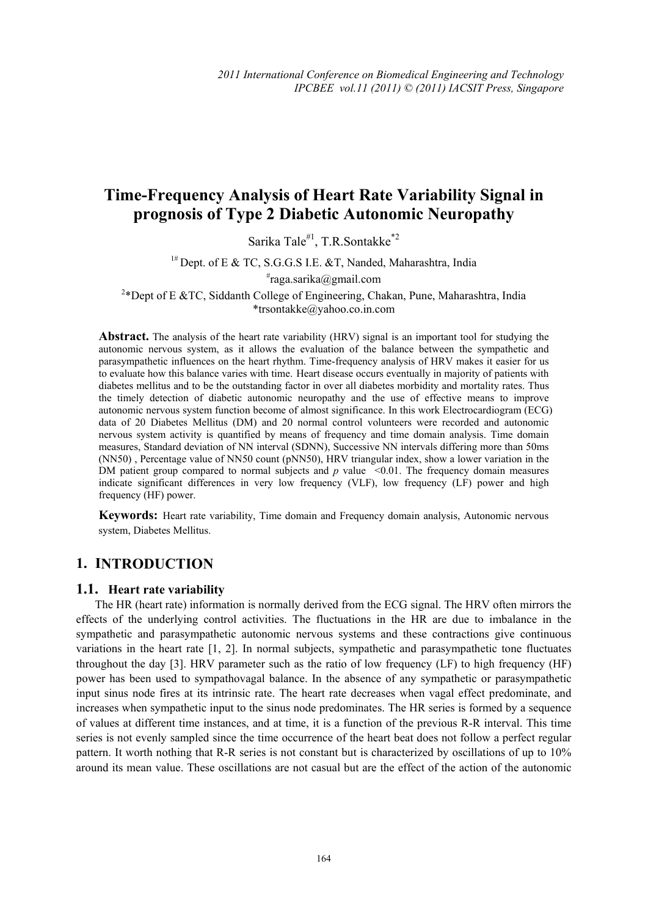# Time-Frequency Analysis of Heart Rate Variability Signal in prognosis of Type 2 Diabetic Autonomic Neuropathy

Sarika Tale[#1], T.R.Sontakke[*2]

[1#] Dept. of E & TC, S.G.G.S I.E. &T, Nanded, Maharashtra, India

[#]raga.sarika@gmail.com

[2]*Dept of E &TC, Siddanth College of Engineering, Chakan, Pune, Maharashtra, India

*trsontakke@yahoo.co.in.com

**Abstract.** The analysis of the heart rate variability (HRV) signal is an important tool for studying the autonomic nervous system, as it allows the evaluation of the balance between the sympathetic and parasympathetic influences on the heart rhythm. Time-frequency analysis of HRV makes it easier for us to evaluate how this balance varies with time. Heart disease occurs eventually in majority of patients with diabetes mellitus and to be the outstanding factor in over all diabetes morbidity and mortality rates. Thus the timely detection of diabetic autonomic neuropathy and the use of effective means to improve autonomic nervous system function become of almost significance. In this work Electrocardiogram (ECG) data of 20 Diabetes Mellitus (DM) and 20 normal control volunteers were recorded and autonomic nervous system activity is quantified by means of frequency and time domain analysis. Time domain measures, Standard deviation of NN interval (SDNN), Successive NN intervals differing more than 50ms (NN50) , Percentage value of NN50 count (pNN50), HRV triangular index, show a lower variation in the DM patient group compared to normal subjects and *p* value $<0.01$. The frequency domain measures indicate significant differences in very low frequency (VLF), low frequency (LF) power and high frequency (HF) power.

**Keywords:** Heart rate variability, Time domain and Frequency domain analysis, Autonomic nervous system, Diabetes Mellitus.

## 1. INTRODUCTION

### 1.1. Heart rate variability

The HR (heart rate) information is normally derived from the ECG signal. The HRV often mirrors the effects of the underlying control activities. The fluctuations in the HR are due to imbalance in the sympathetic and parasympathetic autonomic nervous systems and these contractions give continuous variations in the heart rate [1, 2]. In normal subjects, sympathetic and parasympathetic tone fluctuates throughout the day [3]. HRV parameter such as the ratio of low frequency (LF) to high frequency (HF) power has been used to sympathovagal balance. In the absence of any sympathetic or parasympathetic input sinus node fires at its intrinsic rate. The heart rate decreases when vagal effect predominate, and increases when sympathetic input to the sinus node predominates. The HR series is formed by a sequence of values at different time instances, and at time, it is a function of the previous R-R interval. This time series is not evenly sampled since the time occurrence of the heart beat does not follow a perfect regular pattern. It worth nothing that R-R series is not constant but is characterized by oscillations of up to 10% around its mean value. These oscillations are not casual but are the effect of the action of the autonomic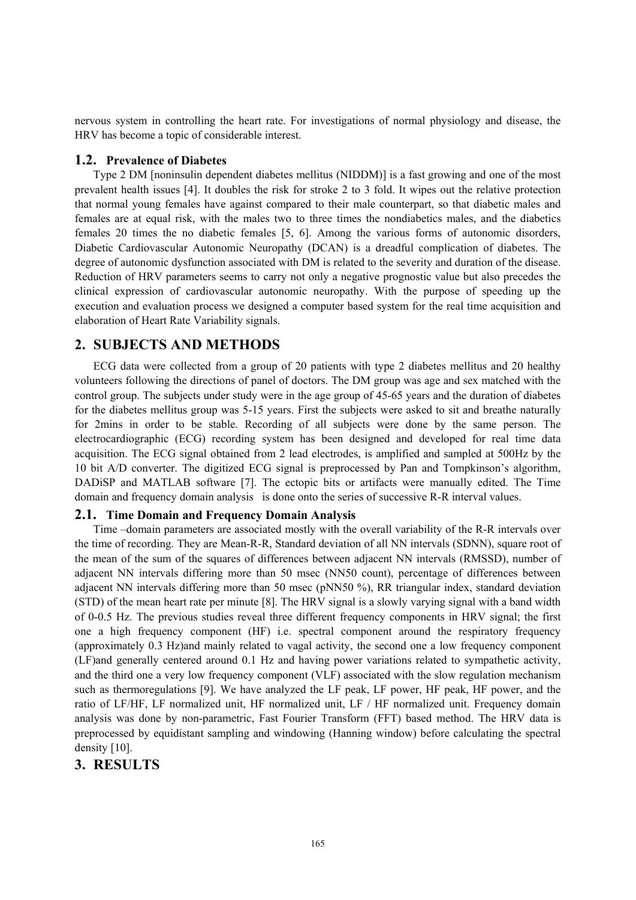nervous system in controlling the heart rate. For investigations of normal physiology and disease, the HRV has become a topic of considerable interest.

### 1.2. Prevalence of Diabetes

Type 2 DM [noninsulin dependent diabetes mellitus (NIDDM)] is a fast growing and one of the most prevalent health issues [4]. It doubles the risk for stroke 2 to 3 fold. It wipes out the relative protection that normal young females have against compared to their male counterpart, so that diabetic males and females are at equal risk, with the males two to three times the nondiabetics males, and the diabetics females 20 times the no diabetic females [5, 6]. Among the various forms of autonomic disorders, Diabetic Cardiovascular Autonomic Neuropathy (DCAN) is a dreadful complication of diabetes. The degree of autonomic dysfunction associated with DM is related to the severity and duration of the disease. Reduction of HRV parameters seems to carry not only a negative prognostic value but also precedes the clinical expression of cardiovascular autonomic neuropathy. With the purpose of speeding up the execution and evaluation process we designed a computer based system for the real time acquisition and elaboration of Heart Rate Variability signals.

## 2. SUBJECTS AND METHODS

ECG data were collected from a group of 20 patients with type 2 diabetes mellitus and 20 healthy volunteers following the directions of panel of doctors. The DM group was age and sex matched with the control group. The subjects under study were in the age group of 45-65 years and the duration of diabetes for the diabetes mellitus group was 5-15 years. First the subjects were asked to sit and breathe naturally for 2mins in order to be stable. Recording of all subjects were done by the same person. The electrocardiographic (ECG) recording system has been designed and developed for real time data acquisition. The ECG signal obtained from 2 lead electrodes, is amplified and sampled at 500Hz by the 10 bit A/D converter. The digitized ECG signal is preprocessed by Pan and Tompkinson's algorithm, DADiSP and MATLAB software [7]. The ectopic bits or artifacts were manually edited. The Time domain and frequency domain analysis is done onto the series of successive R-R interval values.

### 2.1. Time Domain and Frequency Domain Analysis

Time –domain parameters are associated mostly with the overall variability of the R-R intervals over the time of recording. They are Mean-R-R, Standard deviation of all NN intervals (SDNN), square root of the mean of the sum of the squares of differences between adjacent NN intervals (RMSSD), number of adjacent NN intervals differing more than 50 msec (NN50 count), percentage of differences between adjacent NN intervals differing more than 50 msec (pNN50 %), RR triangular index, standard deviation (STD) of the mean heart rate per minute [8]. The HRV signal is a slowly varying signal with a band width of 0-0.5 Hz. The previous studies reveal three different frequency components in HRV signal; the first one a high frequency component (HF) i.e. spectral component around the respiratory frequency (approximately 0.3 Hz)and mainly related to vagal activity, the second one a low frequency component (LF)and generally centered around 0.1 Hz and having power variations related to sympathetic activity, and the third one a very low frequency component (VLF) associated with the slow regulation mechanism such as thermoregulations [9]. We have analyzed the LF peak, LF power, HF peak, HF power, and the ratio of LF/HF, LF normalized unit, HF normalized unit, LF / HF normalized unit. Frequency domain analysis was done by non-parametric, Fast Fourier Transform (FFT) based method. The HRV data is preprocessed by equidistant sampling and windowing (Hanning window) before calculating the spectral density [10].

## 3. RESULTS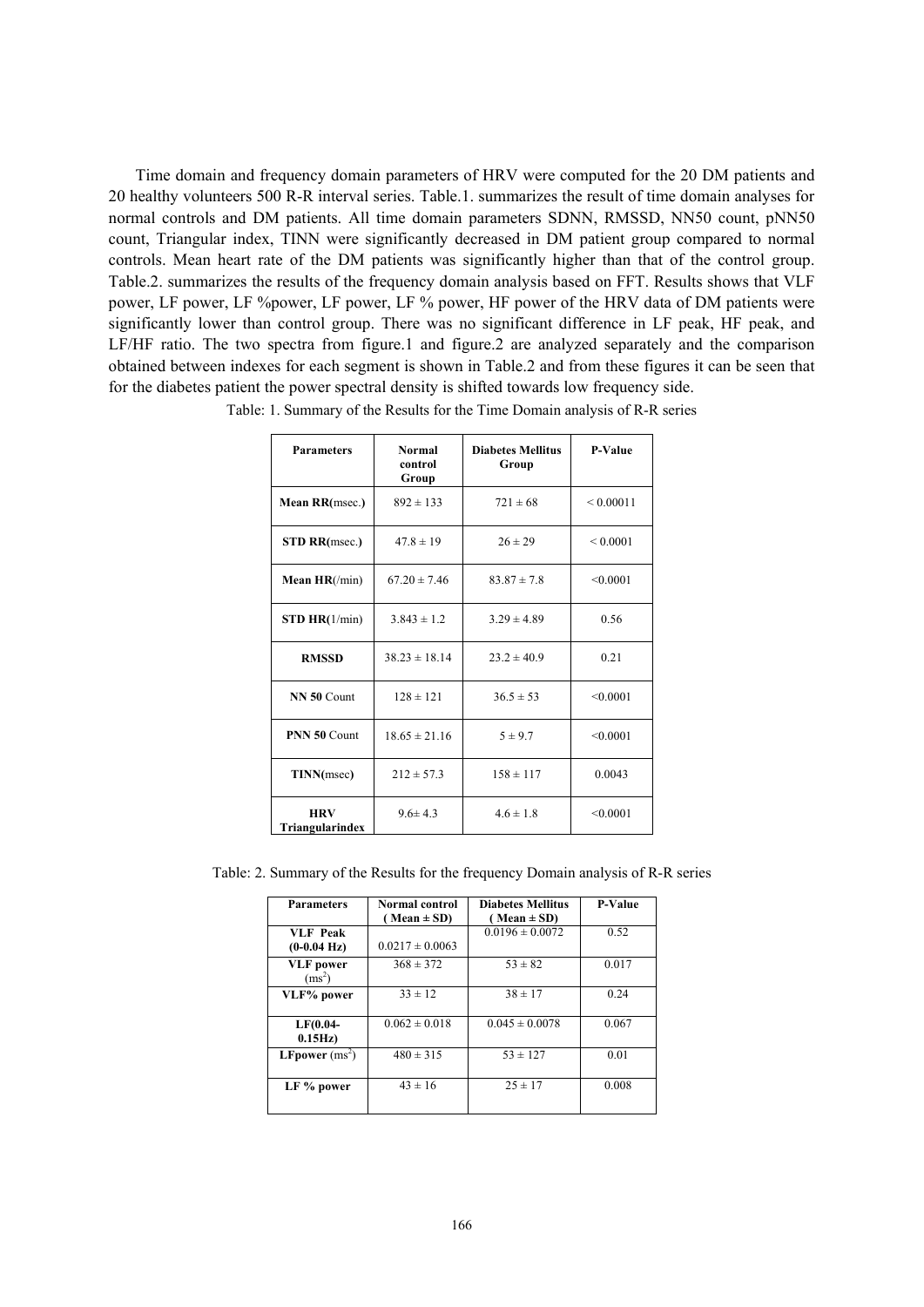Time domain and frequency domain parameters of HRV were computed for the 20 DM patients and 20 healthy volunteers 500 R-R interval series. Table.1. summarizes the result of time domain analyses for normal controls and DM patients. All time domain parameters SDNN, RMSSD, NN50 count, pNN50 count, Triangular index, TINN were significantly decreased in DM patient group compared to normal controls. Mean heart rate of the DM patients was significantly higher than that of the control group. Table.2. summarizes the results of the frequency domain analysis based on FFT. Results shows that VLF power, LF power, LF %power, LF power, LF % power, HF power of the HRV data of DM patients were significantly lower than control group. There was no significant difference in LF peak, HF peak, and LF/HF ratio. The two spectra from figure.1 and figure.2 are analyzed separately and the comparison obtained between indexes for each segment is shown in Table.2 and from these figures it can be seen that for the diabetes patient the power spectral density is shifted towards low frequency side.

Table: 1. Summary of the Results for the Time Domain analysis of R-R series

| Parameters | Normal control Group | Diabetes Mellitus Group | P-Value |
|---|---|---|---|
| **Mean RR**(msec.) | 892 ± 133 | 721 ± 68 | < 0.00011 |
| **STD RR**(msec.) | 47.8 ± 19 | 26 ± 29 | < 0.0001 |
| **Mean HR**(/min) | 67.20 ± 7.46 | 83.87 ± 7.8 | <0.0001 |
| **STD HR**(1/min) | 3.843 ± 1.2 | 3.29 ± 4.89 | 0.56 |
| **RMSSD** | 38.23 ± 18.14 | 23.2 ± 40.9 | 0.21 |
| **NN 50** Count | 128 ± 121 | 36.5 ± 53 | <0.0001 |
| **PNN 50** Count | 18.65 ± 21.16 | 5 ± 9.7 | <0.0001 |
| **TINN**(msec) | 212 ± 57.3 | 158 ± 117 | 0.0043 |
| **HRV Triangularindex** | 9.6± 4.3 | 4.6 ± 1.8 | <0.0001 |

Table: 2. Summary of the Results for the frequency Domain analysis of R-R series

| Parameters | Normal control ( Mean ± SD) | Diabetes Mellitus ( Mean ± SD) | P-Value |
|---|---|---|---|
| **VLF Peak (0-0.04 Hz)** | 0.0217 ± 0.0063 | 0.0196 ± 0.0072 | 0.52 |
| **VLF power** ($ms^2$) | 368 ± 372 | 53 ± 82 | 0.017 |
| **VLF% power** | 33 ± 12 | 38 ± 17 | 0.24 |
| **LF(0.04-0.15Hz)** | 0.062 ± 0.018 | 0.045 ± 0.0078 | 0.067 |
| **LFpower** ($ms^2$) | 480 ± 315 | 53 ± 127 | 0.01 |
| **LF % power** | 43 ± 16 | 25 ± 17 | 0.008 |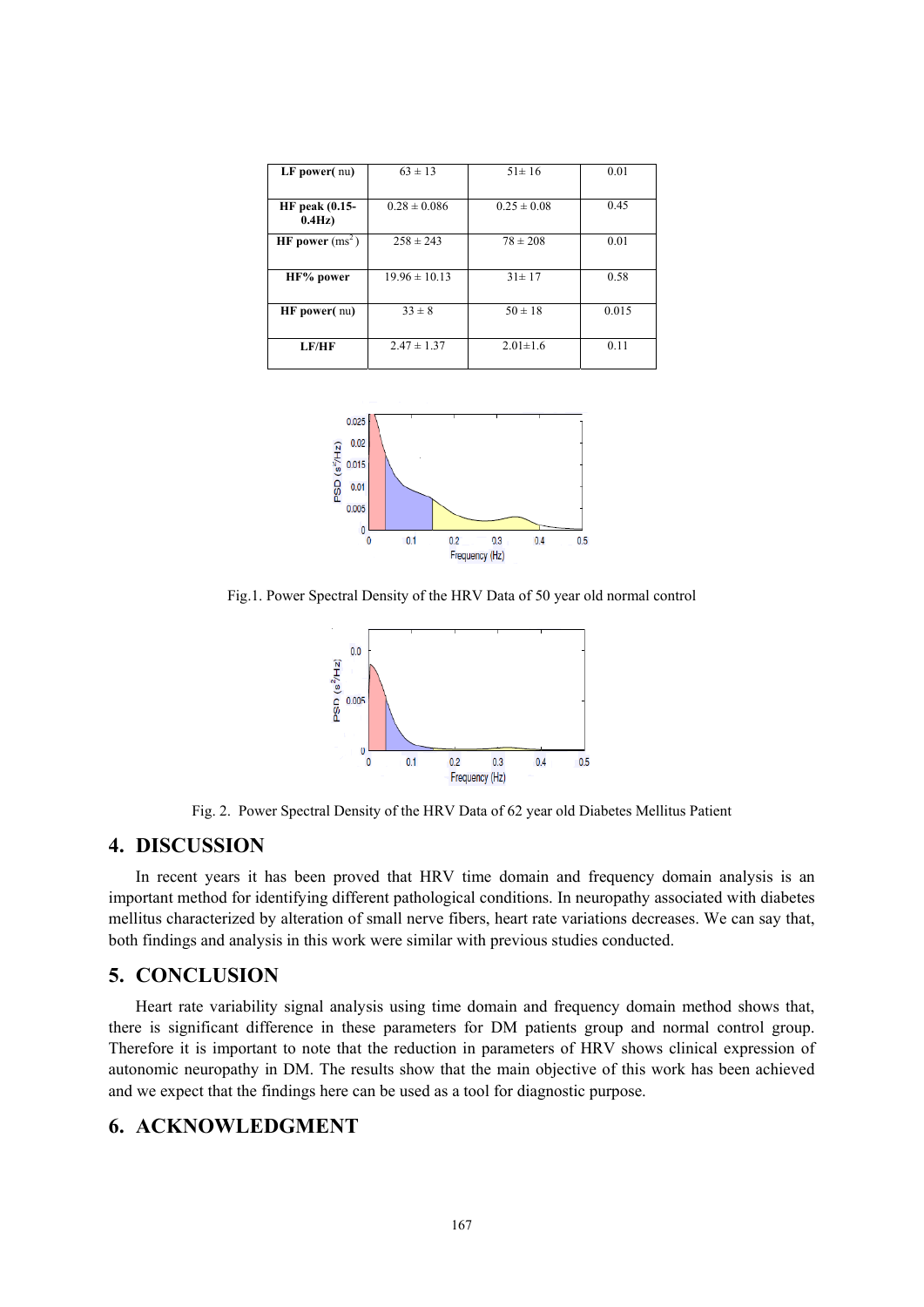| **LF power( nu)** | 63 ± 13 | 51± 16 | 0.01 |
|---|---|---|---|
| **HF peak (0.15-0.4Hz)** | 0.28 ± 0.086 | 0.25 ± 0.08 | 0.45 |
| **HF power** ($ms^2$) | 258 ± 243 | 78 ± 208 | 0.01 |
| **HF% power** | 19.96 ± 10.13 | 31± 17 | 0.58 |
| **HF power( nu)** | 33 ± 8 | 50 ± 18 | 0.015 |
| **LF/HF** | 2.47 ± 1.37 | 2.01±1.6 | 0.11 |

Fig.1. Power Spectral Density of the HRV Data of 50 year old normal control

Fig. 2. Power Spectral Density of the HRV Data of 62 year old Diabetes Mellitus Patient

## 4. DISCUSSION

In recent years it has been proved that HRV time domain and frequency domain analysis is an important method for identifying different pathological conditions. In neuropathy associated with diabetes mellitus characterized by alteration of small nerve fibers, heart rate variations decreases. We can say that, both findings and analysis in this work were similar with previous studies conducted.

## 5. CONCLUSION

Heart rate variability signal analysis using time domain and frequency domain method shows that, there is significant difference in these parameters for DM patients group and normal control group. Therefore it is important to note that the reduction in parameters of HRV shows clinical expression of autonomic neuropathy in DM. The results show that the main objective of this work has been achieved and we expect that the findings here can be used as a tool for diagnostic purpose.

## 6. ACKNOWLEDGMENT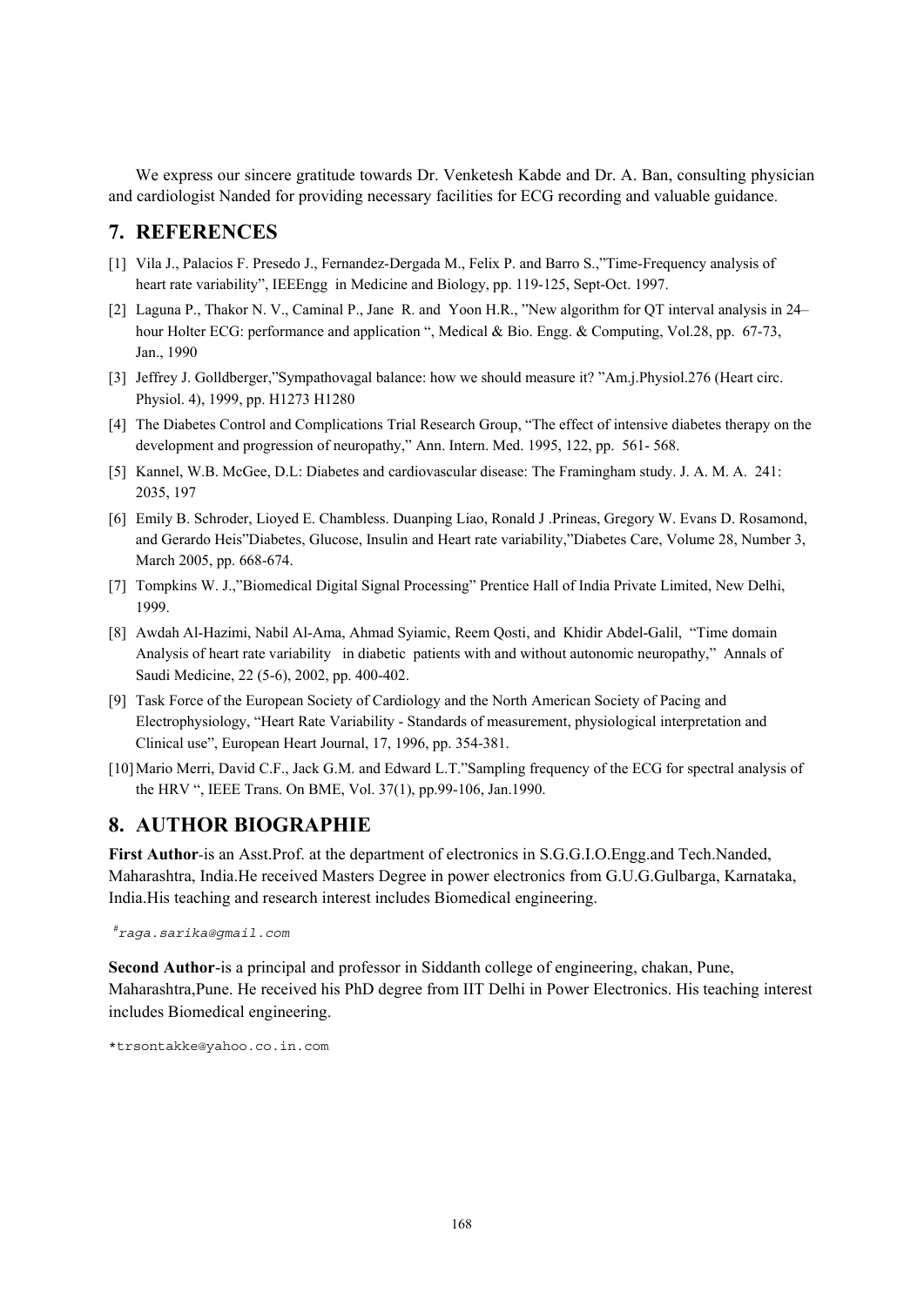We express our sincere gratitude towards Dr. Venketesh Kabde and Dr. A. Ban, consulting physician and cardiologist Nanded for providing necessary facilities for ECG recording and valuable guidance.

## 7. REFERENCES

[1] Vila J., Palacios F. Presedo J., Fernandez-Dergada M., Felix P. and Barro S.,"Time-Frequency analysis of heart rate variability", IEEEngg in Medicine and Biology, pp. 119-125, Sept-Oct. 1997.

[2] Laguna P., Thakor N. V., Caminal P., Jane R. and Yoon H.R., "New algorithm for QT interval analysis in 24–hour Holter ECG: performance and application ", Medical & Bio. Engg. & Computing, Vol.28, pp. 67-73, Jan., 1990

[3] Jeffrey J. Golldberger,"Sympathovagal balance: how we should measure it? "Am.j.Physiol.276 (Heart circ. Physiol. 4), 1999, pp. H1273 H1280

[4] The Diabetes Control and Complications Trial Research Group, "The effect of intensive diabetes therapy on the development and progression of neuropathy," Ann. Intern. Med. 1995, 122, pp. 561- 568.

[5] Kannel, W.B. McGee, D.L: Diabetes and cardiovascular disease: The Framingham study. J. A. M. A. 241: 2035, 197

[6] Emily B. Schroder, Lioyed E. Chambless. Duanping Liao, Ronald J .Prineas, Gregory W. Evans D. Rosamond, and Gerardo Heis"Diabetes, Glucose, Insulin and Heart rate variability,"Diabetes Care, Volume 28, Number 3, March 2005, pp. 668-674.

[7] Tompkins W. J.,"Biomedical Digital Signal Processing" Prentice Hall of India Private Limited, New Delhi, 1999.

[8] Awdah Al-Hazimi, Nabil Al-Ama, Ahmad Syiamic, Reem Qosti, and Khidir Abdel-Galil, "Time domain Analysis of heart rate variability in diabetic patients with and without autonomic neuropathy," Annals of Saudi Medicine, 22 (5-6), 2002, pp. 400-402.

[9] Task Force of the European Society of Cardiology and the North American Society of Pacing and Electrophysiology, "Heart Rate Variability - Standards of measurement, physiological interpretation and Clinical use", European Heart Journal, 17, 1996, pp. 354-381.

[10] Mario Merri, David C.F., Jack G.M. and Edward L.T."Sampling frequency of the ECG for spectral analysis of the HRV ", IEEE Trans. On BME, Vol. 37(1), pp.99-106, Jan.1990.

## 8. AUTHOR BIOGRAPHIE

**First Author**-is an Asst.Prof. at the department of electronics in S.G.G.I.O.Engg.and Tech.Nanded, Maharashtra, India.He received Masters Degree in power electronics from G.U.G.Gulbarga, Karnataka, India.His teaching and research interest includes Biomedical engineering.

#*raga.sarika@gmail.com*

**Second Author**-is a principal and professor in Siddanth college of engineering, chakan, Pune, Maharashtra,Pune. He received his PhD degree from IIT Delhi in Power Electronics. His teaching interest includes Biomedical engineering.

*trsontakke@yahoo.co.in.com